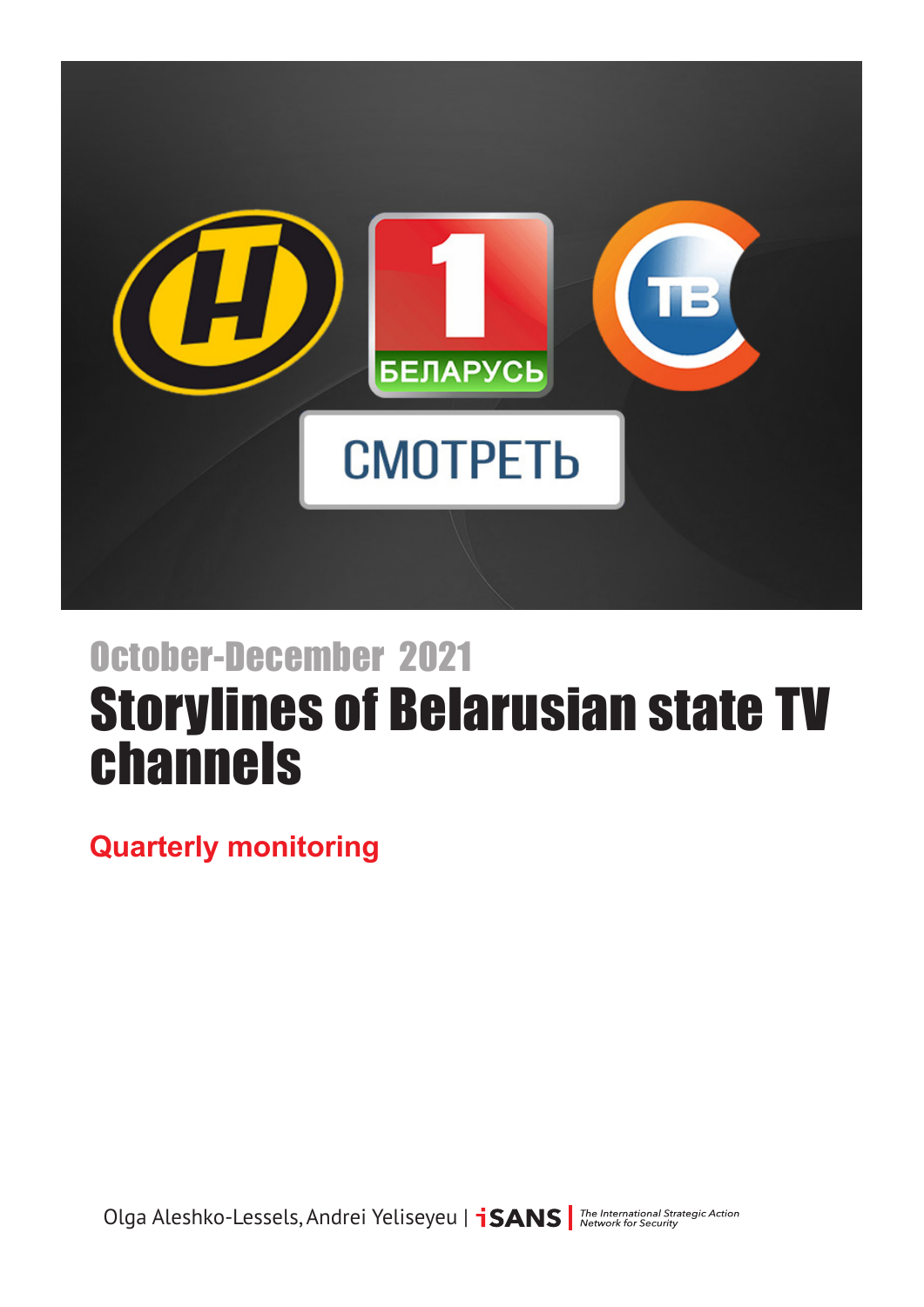October-December 2021

# Storylines of Belarusian state TV channels

## Quarterly monitoring

Olga Aleshko-Lessels, Andrei Yeliseyeu | iSANS | The International Strategic Action Network for Security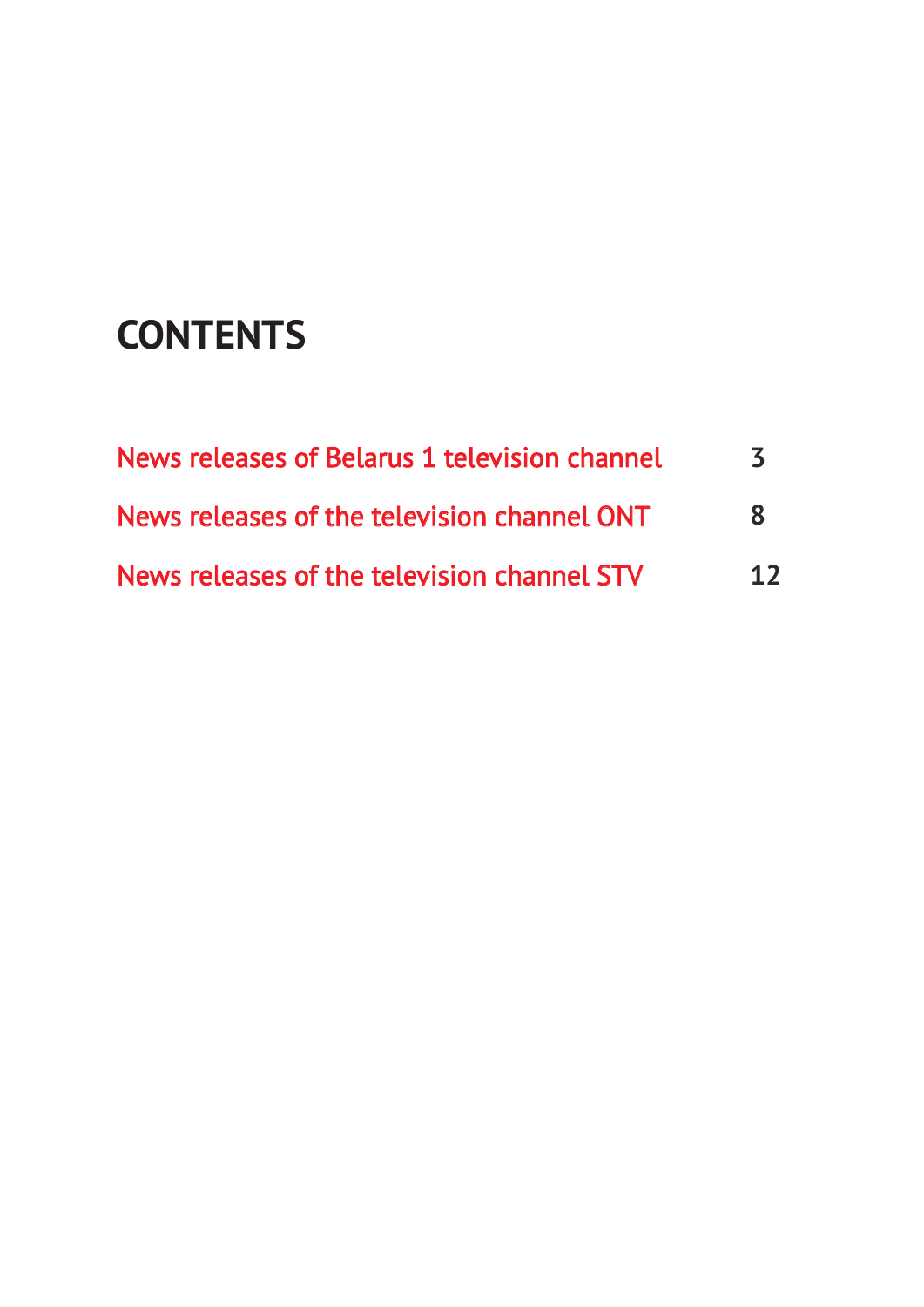# CONTENTS

| | |
|---|---|
| News releases of Belarus 1 television channel | 3 |
| News releases of the television channel ONT | 8 |
| News releases of the television channel STV | 12 |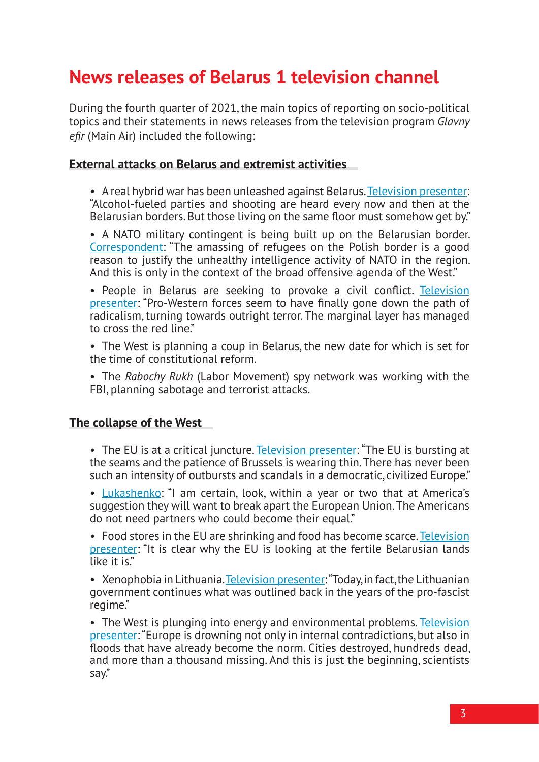# News releases of Belarus 1 television channel

During the fourth quarter of 2021, the main topics of reporting on socio-political topics and their statements in news releases from the television program *Glavny efir* (Main Air) included the following:

## External attacks on Belarus and extremist activities

- A real hybrid war has been unleashed against Belarus. Television presenter: "Alcohol-fueled parties and shooting are heard every now and then at the Belarusian borders. But those living on the same floor must somehow get by."
- A NATO military contingent is being built up on the Belarusian border. Correspondent: "The amassing of refugees on the Polish border is a good reason to justify the unhealthy intelligence activity of NATO in the region. And this is only in the context of the broad offensive agenda of the West."
- People in Belarus are seeking to provoke a civil conflict. Television presenter: "Pro-Western forces seem to have finally gone down the path of radicalism, turning towards outright terror. The marginal layer has managed to cross the red line."
- The West is planning a coup in Belarus, the new date for which is set for the time of constitutional reform.
- The *Rabochy Rukh* (Labor Movement) spy network was working with the FBI, planning sabotage and terrorist attacks.

## The collapse of the West

- The EU is at a critical juncture. Television presenter: "The EU is bursting at the seams and the patience of Brussels is wearing thin. There has never been such an intensity of outbursts and scandals in a democratic, civilized Europe."
- Lukashenko: "I am certain, look, within a year or two that at America's suggestion they will want to break apart the European Union. The Americans do not need partners who could become their equal."
- Food stores in the EU are shrinking and food has become scarce. Television presenter: "It is clear why the EU is looking at the fertile Belarusian lands like it is."
- Xenophobia in Lithuania. Television presenter: "Today, in fact, the Lithuanian government continues what was outlined back in the years of the pro-fascist regime."
- The West is plunging into energy and environmental problems. Television presenter: "Europe is drowning not only in internal contradictions, but also in floods that have already become the norm. Cities destroyed, hundreds dead, and more than a thousand missing. And this is just the beginning, scientists say."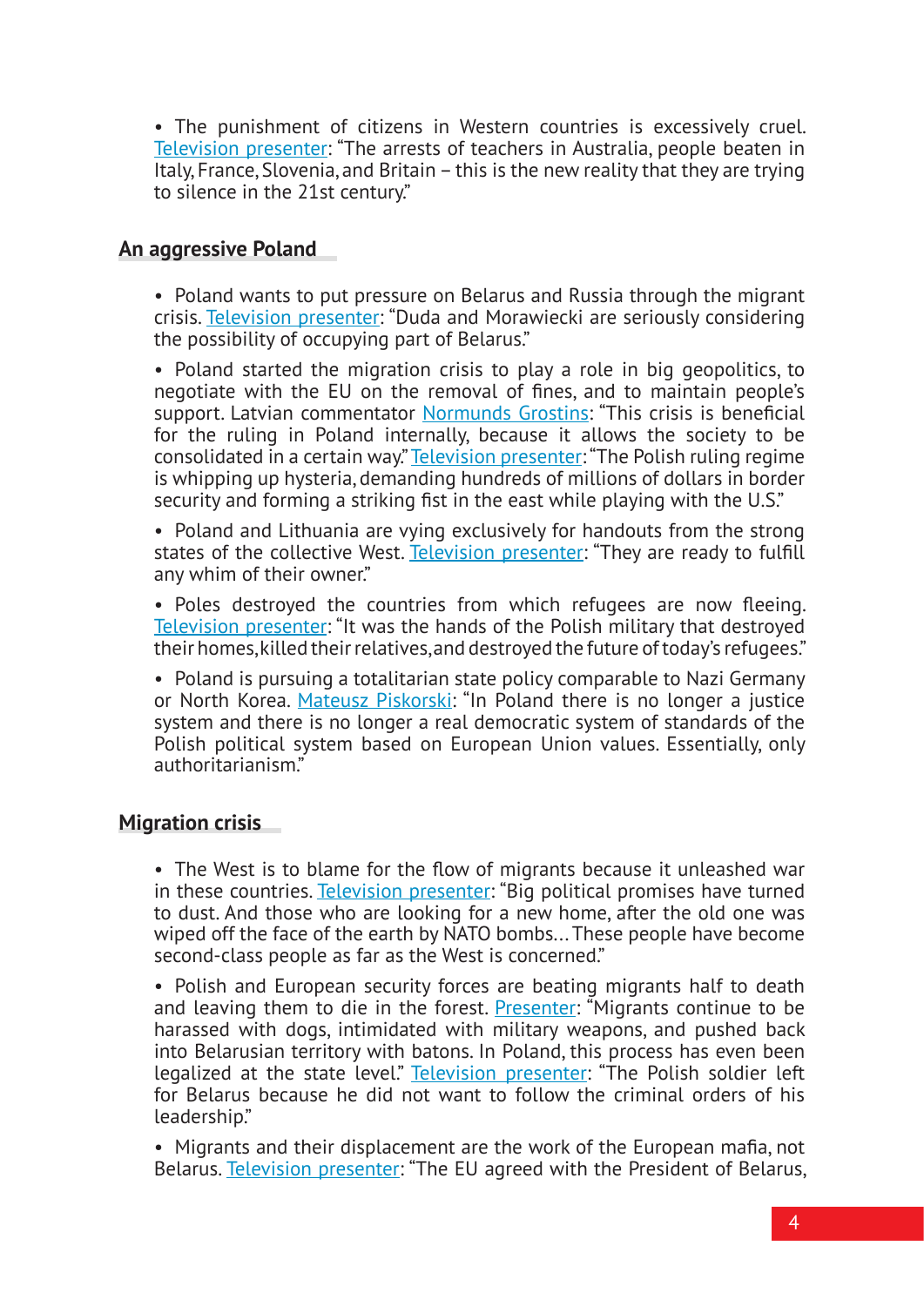- The punishment of citizens in Western countries is excessively cruel. Television presenter: "The arrests of teachers in Australia, people beaten in Italy, France, Slovenia, and Britain – this is the new reality that they are trying to silence in the 21st century."

## An aggressive Poland

- Poland wants to put pressure on Belarus and Russia through the migrant crisis. Television presenter: "Duda and Morawiecki are seriously considering the possibility of occupying part of Belarus."
- Poland started the migration crisis to play a role in big geopolitics, to negotiate with the EU on the removal of fines, and to maintain people's support. Latvian commentator Normunds Grostins: "This crisis is beneficial for the ruling in Poland internally, because it allows the society to be consolidated in a certain way." Television presenter: "The Polish ruling regime is whipping up hysteria, demanding hundreds of millions of dollars in border security and forming a striking fist in the east while playing with the U.S."
- Poland and Lithuania are vying exclusively for handouts from the strong states of the collective West. Television presenter: "They are ready to fulfill any whim of their owner."
- Poles destroyed the countries from which refugees are now fleeing. Television presenter: "It was the hands of the Polish military that destroyed their homes, killed their relatives, and destroyed the future of today's refugees."
- Poland is pursuing a totalitarian state policy comparable to Nazi Germany or North Korea. Mateusz Piskorski: "In Poland there is no longer a justice system and there is no longer a real democratic system of standards of the Polish political system based on European Union values. Essentially, only authoritarianism."

## Migration crisis

- The West is to blame for the flow of migrants because it unleashed war in these countries. Television presenter: "Big political promises have turned to dust. And those who are looking for a new home, after the old one was wiped off the face of the earth by NATO bombs... These people have become second-class people as far as the West is concerned."
- Polish and European security forces are beating migrants half to death and leaving them to die in the forest. Presenter: "Migrants continue to be harassed with dogs, intimidated with military weapons, and pushed back into Belarusian territory with batons. In Poland, this process has even been legalized at the state level." Television presenter: "The Polish soldier left for Belarus because he did not want to follow the criminal orders of his leadership."
- Migrants and their displacement are the work of the European mafia, not Belarus. Television presenter: "The EU agreed with the President of Belarus,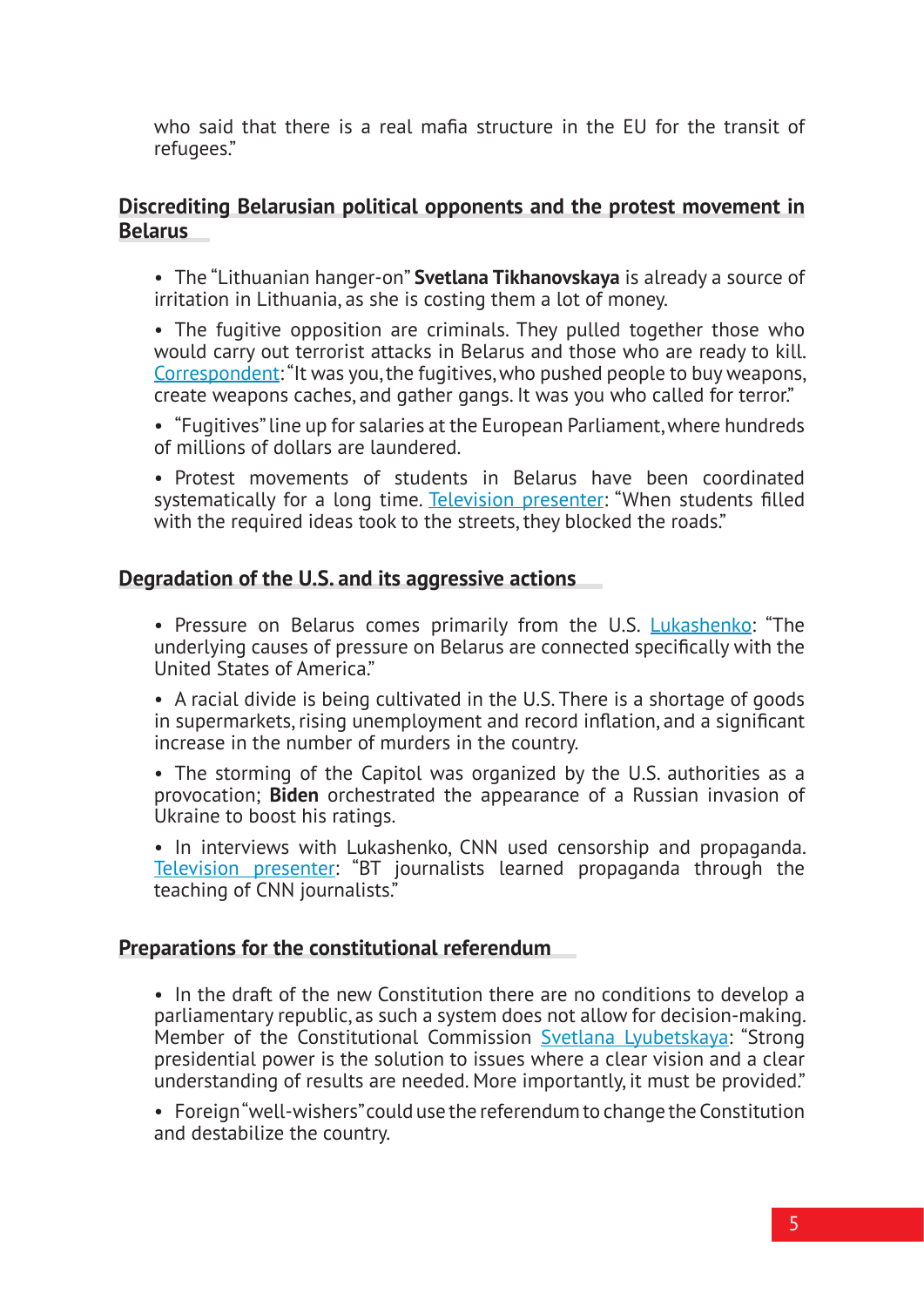who said that there is a real mafia structure in the EU for the transit of refugees."

## Discrediting Belarusian political opponents and the protest movement in Belarus

- The "Lithuanian hanger-on" **Svetlana Tikhanovskaya** is already a source of irritation in Lithuania, as she is costing them a lot of money.
- The fugitive opposition are criminals. They pulled together those who would carry out terrorist attacks in Belarus and those who are ready to kill. Correspondent: "It was you, the fugitives, who pushed people to buy weapons, create weapons caches, and gather gangs. It was you who called for terror."
- "Fugitives" line up for salaries at the European Parliament, where hundreds of millions of dollars are laundered.
- Protest movements of students in Belarus have been coordinated systematically for a long time. Television presenter: "When students filled with the required ideas took to the streets, they blocked the roads."

## Degradation of the U.S. and its aggressive actions

- Pressure on Belarus comes primarily from the U.S. Lukashenko: "The underlying causes of pressure on Belarus are connected specifically with the United States of America."
- A racial divide is being cultivated in the U.S. There is a shortage of goods in supermarkets, rising unemployment and record inflation, and a significant increase in the number of murders in the country.
- The storming of the Capitol was organized by the U.S. authorities as a provocation; **Biden** orchestrated the appearance of a Russian invasion of Ukraine to boost his ratings.
- In interviews with Lukashenko, CNN used censorship and propaganda. Television presenter: "BT journalists learned propaganda through the teaching of CNN journalists."

## Preparations for the constitutional referendum

- In the draft of the new Constitution there are no conditions to develop a parliamentary republic, as such a system does not allow for decision-making. Member of the Constitutional Commission Svetlana Lyubetskaya: "Strong presidential power is the solution to issues where a clear vision and a clear understanding of results are needed. More importantly, it must be provided."
- Foreign "well-wishers" could use the referendum to change the Constitution and destabilize the country.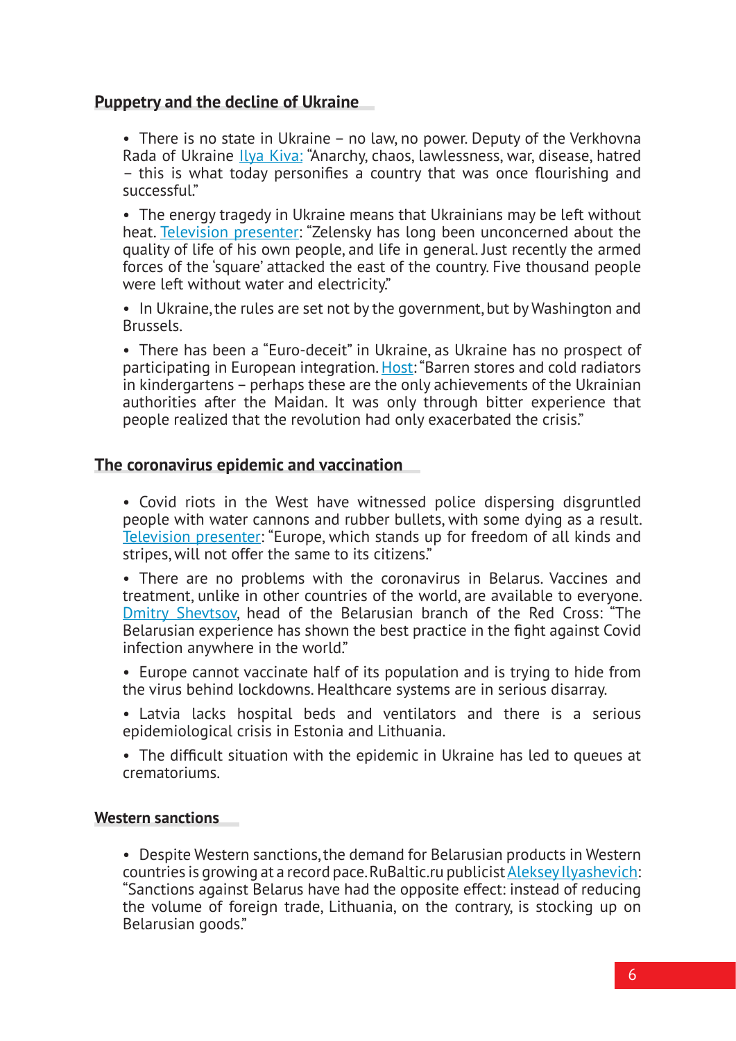## Puppetry and the decline of Ukraine

- There is no state in Ukraine – no law, no power. Deputy of the Verkhovna Rada of Ukraine Ilya Kiva: "Anarchy, chaos, lawlessness, war, disease, hatred – this is what today personifies a country that was once flourishing and successful."

- The energy tragedy in Ukraine means that Ukrainians may be left without heat. Television presenter: "Zelensky has long been unconcerned about the quality of life of his own people, and life in general. Just recently the armed forces of the 'square' attacked the east of the country. Five thousand people were left without water and electricity."

- In Ukraine, the rules are set not by the government, but by Washington and Brussels.

- There has been a "Euro-deceit" in Ukraine, as Ukraine has no prospect of participating in European integration. Host: "Barren stores and cold radiators in kindergartens – perhaps these are the only achievements of the Ukrainian authorities after the Maidan. It was only through bitter experience that people realized that the revolution had only exacerbated the crisis."

## The coronavirus epidemic and vaccination

- Covid riots in the West have witnessed police dispersing disgruntled people with water cannons and rubber bullets, with some dying as a result. Television presenter: "Europe, which stands up for freedom of all kinds and stripes, will not offer the same to its citizens."

- There are no problems with the coronavirus in Belarus. Vaccines and treatment, unlike in other countries of the world, are available to everyone. Dmitry Shevtsov, head of the Belarusian branch of the Red Cross: "The Belarusian experience has shown the best practice in the fight against Covid infection anywhere in the world."

- Europe cannot vaccinate half of its population and is trying to hide from the virus behind lockdowns. Healthcare systems are in serious disarray.

- Latvia lacks hospital beds and ventilators and there is a serious epidemiological crisis in Estonia and Lithuania.

- The difficult situation with the epidemic in Ukraine has led to queues at crematoriums.

## Western sanctions

- Despite Western sanctions, the demand for Belarusian products in Western countries is growing at a record pace. RuBaltic.ru publicist Aleksey Ilyashevich: "Sanctions against Belarus have had the opposite effect: instead of reducing the volume of foreign trade, Lithuania, on the contrary, is stocking up on Belarusian goods."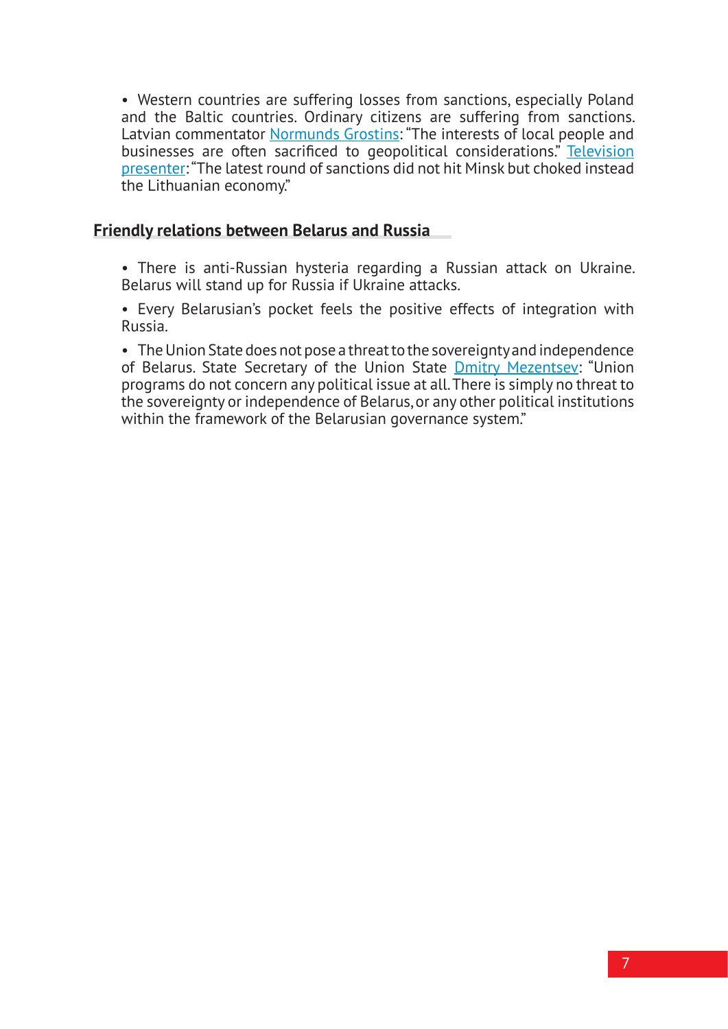- Western countries are suffering losses from sanctions, especially Poland and the Baltic countries. Ordinary citizens are suffering from sanctions. Latvian commentator Normunds Grostins: "The interests of local people and businesses are often sacrificed to geopolitical considerations." Television presenter: "The latest round of sanctions did not hit Minsk but choked instead the Lithuanian economy."

## Friendly relations between Belarus and Russia

- There is anti-Russian hysteria regarding a Russian attack on Ukraine. Belarus will stand up for Russia if Ukraine attacks.
- Every Belarusian's pocket feels the positive effects of integration with Russia.
- The Union State does not pose a threat to the sovereignty and independence of Belarus. State Secretary of the Union State Dmitry Mezentsev: "Union programs do not concern any political issue at all. There is simply no threat to the sovereignty or independence of Belarus, or any other political institutions within the framework of the Belarusian governance system."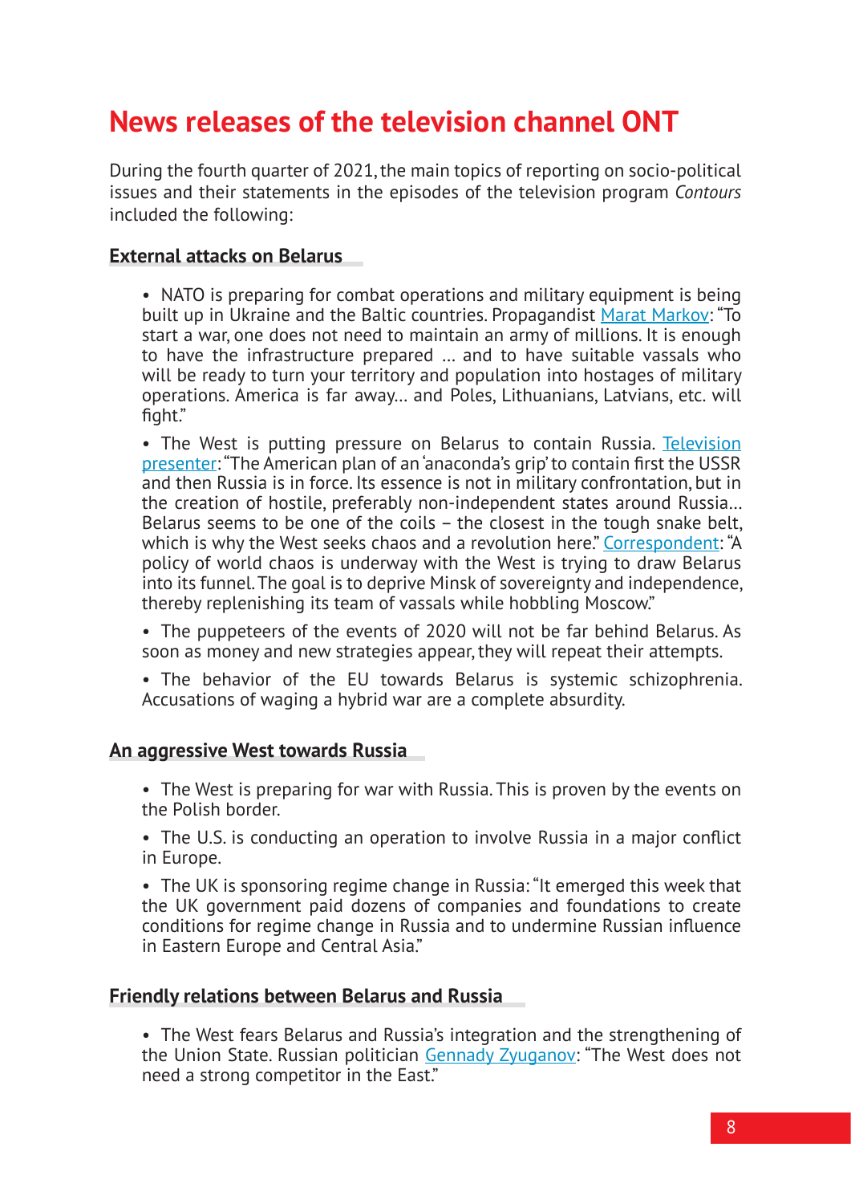# News releases of the television channel ONT

During the fourth quarter of 2021, the main topics of reporting on socio-political issues and their statements in the episodes of the television program *Contours* included the following:

## External attacks on Belarus

- NATO is preparing for combat operations and military equipment is being built up in Ukraine and the Baltic countries. Propagandist Marat Markov: "To start a war, one does not need to maintain an army of millions. It is enough to have the infrastructure prepared ... and to have suitable vassals who will be ready to turn your territory and population into hostages of military operations. America is far away... and Poles, Lithuanians, Latvians, etc. will fight."

- The West is putting pressure on Belarus to contain Russia. Television presenter: "The American plan of an 'anaconda's grip' to contain first the USSR and then Russia is in force. Its essence is not in military confrontation, but in the creation of hostile, preferably non-independent states around Russia... Belarus seems to be one of the coils – the closest in the tough snake belt, which is why the West seeks chaos and a revolution here." Correspondent: "A policy of world chaos is underway with the West is trying to draw Belarus into its funnel. The goal is to deprive Minsk of sovereignty and independence, thereby replenishing its team of vassals while hobbling Moscow."

- The puppeteers of the events of 2020 will not be far behind Belarus. As soon as money and new strategies appear, they will repeat their attempts.

- The behavior of the EU towards Belarus is systemic schizophrenia. Accusations of waging a hybrid war are a complete absurdity.

## An aggressive West towards Russia

- The West is preparing for war with Russia. This is proven by the events on the Polish border.

- The U.S. is conducting an operation to involve Russia in a major conflict in Europe.

- The UK is sponsoring regime change in Russia: "It emerged this week that the UK government paid dozens of companies and foundations to create conditions for regime change in Russia and to undermine Russian influence in Eastern Europe and Central Asia."

## Friendly relations between Belarus and Russia

- The West fears Belarus and Russia's integration and the strengthening of the Union State. Russian politician Gennady Zyuganov: "The West does not need a strong competitor in the East."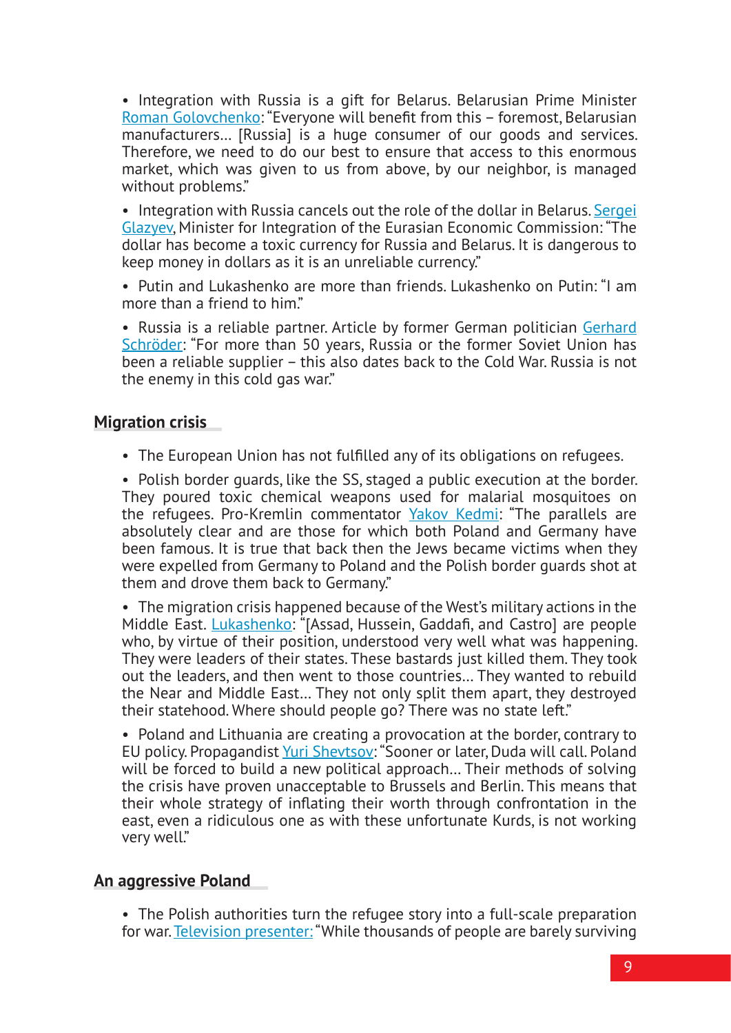- Integration with Russia is a gift for Belarus. Belarusian Prime Minister Roman Golovchenko: "Everyone will benefit from this – foremost, Belarusian manufacturers… [Russia] is a huge consumer of our goods and services. Therefore, we need to do our best to ensure that access to this enormous market, which was given to us from above, by our neighbor, is managed without problems."

- Integration with Russia cancels out the role of the dollar in Belarus. Sergei Glazyev, Minister for Integration of the Eurasian Economic Commission: "The dollar has become a toxic currency for Russia and Belarus. It is dangerous to keep money in dollars as it is an unreliable currency."

- Putin and Lukashenko are more than friends. Lukashenko on Putin: "I am more than a friend to him."

- Russia is a reliable partner. Article by former German politician Gerhard Schröder: "For more than 50 years, Russia or the former Soviet Union has been a reliable supplier – this also dates back to the Cold War. Russia is not the enemy in this cold gas war."

## Migration crisis

- The European Union has not fulfilled any of its obligations on refugees.

- Polish border guards, like the SS, staged a public execution at the border. They poured toxic chemical weapons used for malarial mosquitoes on the refugees. Pro-Kremlin commentator Yakov Kedmi: "The parallels are absolutely clear and are those for which both Poland and Germany have been famous. It is true that back then the Jews became victims when they were expelled from Germany to Poland and the Polish border guards shot at them and drove them back to Germany."

- The migration crisis happened because of the West's military actions in the Middle East. Lukashenko: "[Assad, Hussein, Gaddafi, and Castro] are people who, by virtue of their position, understood very well what was happening. They were leaders of their states. These bastards just killed them. They took out the leaders, and then went to those countries… They wanted to rebuild the Near and Middle East… They not only split them apart, they destroyed their statehood. Where should people go? There was no state left."

- Poland and Lithuania are creating a provocation at the border, contrary to EU policy. Propagandist Yuri Shevtsov: "Sooner or later, Duda will call. Poland will be forced to build a new political approach… Their methods of solving the crisis have proven unacceptable to Brussels and Berlin. This means that their whole strategy of inflating their worth through confrontation in the east, even a ridiculous one as with these unfortunate Kurds, is not working very well."

## An aggressive Poland

- The Polish authorities turn the refugee story into a full-scale preparation for war. Television presenter: "While thousands of people are barely surviving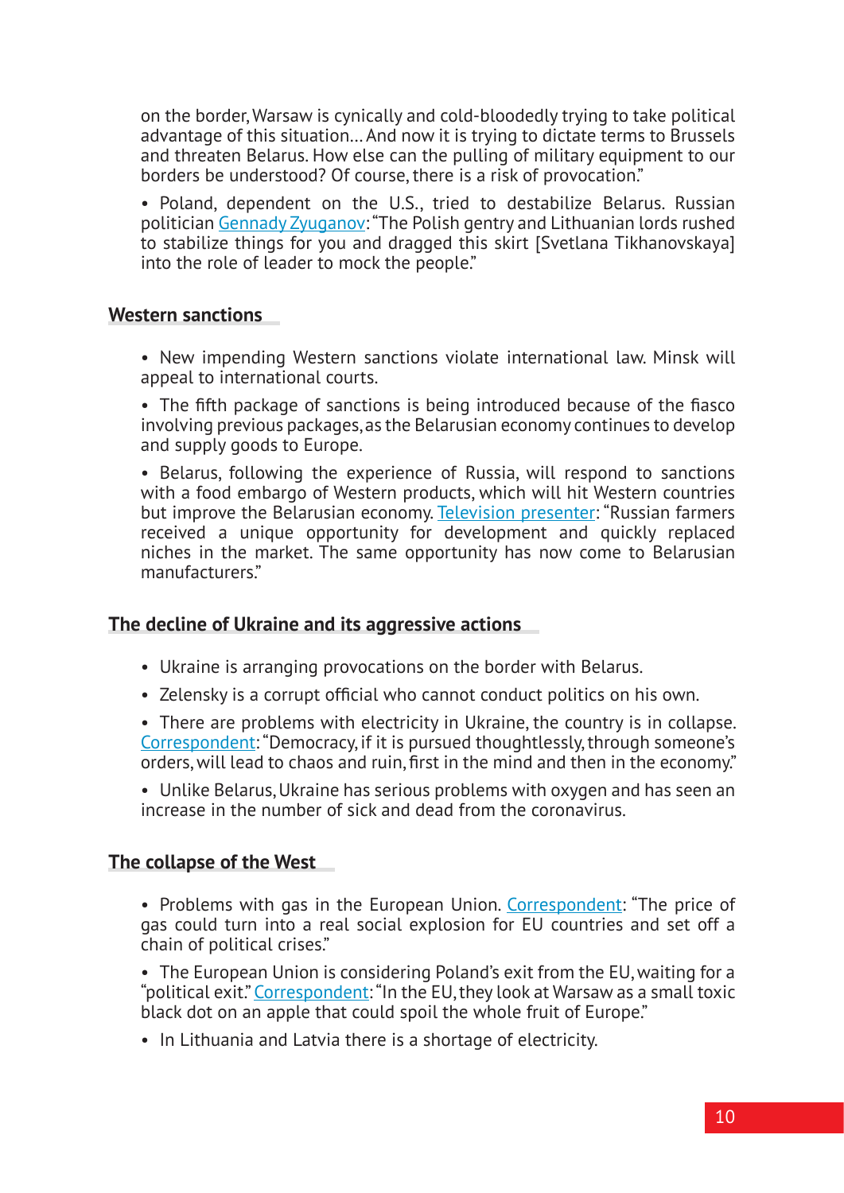on the border, Warsaw is cynically and cold-bloodedly trying to take political advantage of this situation... And now it is trying to dictate terms to Brussels and threaten Belarus. How else can the pulling of military equipment to our borders be understood? Of course, there is a risk of provocation."

- Poland, dependent on the U.S., tried to destabilize Belarus. Russian politician Gennady Zyuganov: "The Polish gentry and Lithuanian lords rushed to stabilize things for you and dragged this skirt [Svetlana Tikhanovskaya] into the role of leader to mock the people."

## Western sanctions

- New impending Western sanctions violate international law. Minsk will appeal to international courts.
- The fifth package of sanctions is being introduced because of the fiasco involving previous packages, as the Belarusian economy continues to develop and supply goods to Europe.
- Belarus, following the experience of Russia, will respond to sanctions with a food embargo of Western products, which will hit Western countries but improve the Belarusian economy. Television presenter: "Russian farmers received a unique opportunity for development and quickly replaced niches in the market. The same opportunity has now come to Belarusian manufacturers."

## The decline of Ukraine and its aggressive actions

- Ukraine is arranging provocations on the border with Belarus.
- Zelensky is a corrupt official who cannot conduct politics on his own.
- There are problems with electricity in Ukraine, the country is in collapse. Correspondent: "Democracy, if it is pursued thoughtlessly, through someone's orders, will lead to chaos and ruin, first in the mind and then in the economy."
- Unlike Belarus, Ukraine has serious problems with oxygen and has seen an increase in the number of sick and dead from the coronavirus.

## The collapse of the West

- Problems with gas in the European Union. Correspondent: "The price of gas could turn into a real social explosion for EU countries and set off a chain of political crises."
- The European Union is considering Poland's exit from the EU, waiting for a "political exit." Correspondent: "In the EU, they look at Warsaw as a small toxic black dot on an apple that could spoil the whole fruit of Europe."
- In Lithuania and Latvia there is a shortage of electricity.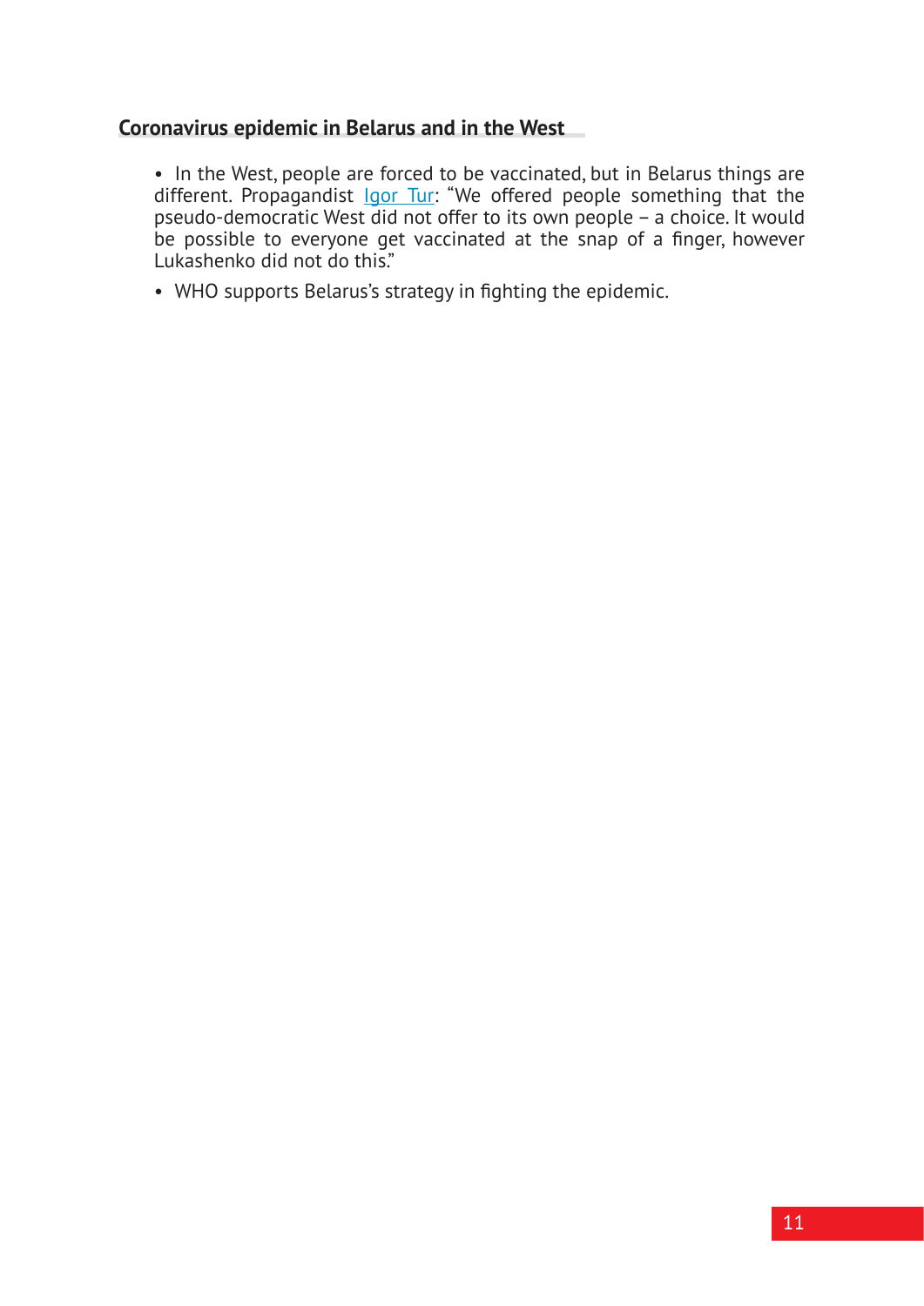## Coronavirus epidemic in Belarus and in the West

- In the West, people are forced to be vaccinated, but in Belarus things are different. Propagandist Igor Tur: "We offered people something that the pseudo-democratic West did not offer to its own people – a choice. It would be possible to everyone get vaccinated at the snap of a finger, however Lukashenko did not do this."
- WHO supports Belarus's strategy in fighting the epidemic.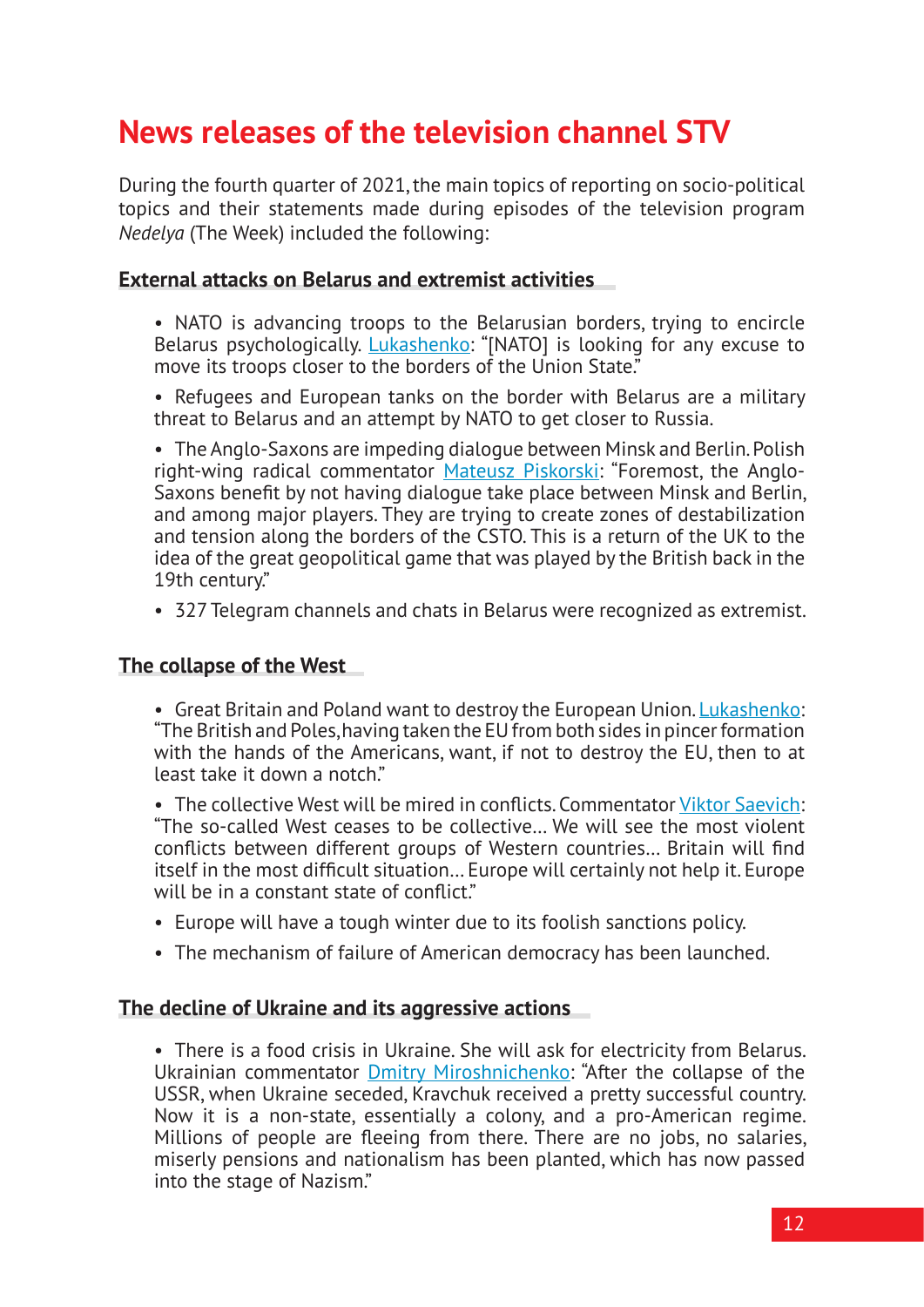# News releases of the television channel STV

During the fourth quarter of 2021, the main topics of reporting on socio-political topics and their statements made during episodes of the television program *Nedelya* (The Week) included the following:

### External attacks on Belarus and extremist activities

- NATO is advancing troops to the Belarusian borders, trying to encircle Belarus psychologically. Lukashenko: "[NATO] is looking for any excuse to move its troops closer to the borders of the Union State."
- Refugees and European tanks on the border with Belarus are a military threat to Belarus and an attempt by NATO to get closer to Russia.
- The Anglo-Saxons are impeding dialogue between Minsk and Berlin. Polish right-wing radical commentator Mateusz Piskorski: "Foremost, the Anglo-Saxons benefit by not having dialogue take place between Minsk and Berlin, and among major players. They are trying to create zones of destabilization and tension along the borders of the CSTO. This is a return of the UK to the idea of the great geopolitical game that was played by the British back in the 19th century."
- 327 Telegram channels and chats in Belarus were recognized as extremist.

### The collapse of the West

- Great Britain and Poland want to destroy the European Union. Lukashenko: "The British and Poles, having taken the EU from both sides in pincer formation with the hands of the Americans, want, if not to destroy the EU, then to at least take it down a notch."
- The collective West will be mired in conflicts. Commentator Viktor Saevich: "The so-called West ceases to be collective… We will see the most violent conflicts between different groups of Western countries… Britain will find itself in the most difficult situation… Europe will certainly not help it. Europe will be in a constant state of conflict."
- Europe will have a tough winter due to its foolish sanctions policy.
- The mechanism of failure of American democracy has been launched.

### The decline of Ukraine and its aggressive actions

- There is a food crisis in Ukraine. She will ask for electricity from Belarus. Ukrainian commentator Dmitry Miroshnichenko: "After the collapse of the USSR, when Ukraine seceded, Kravchuk received a pretty successful country. Now it is a non-state, essentially a colony, and a pro-American regime. Millions of people are fleeing from there. There are no jobs, no salaries, miserly pensions and nationalism has been planted, which has now passed into the stage of Nazism."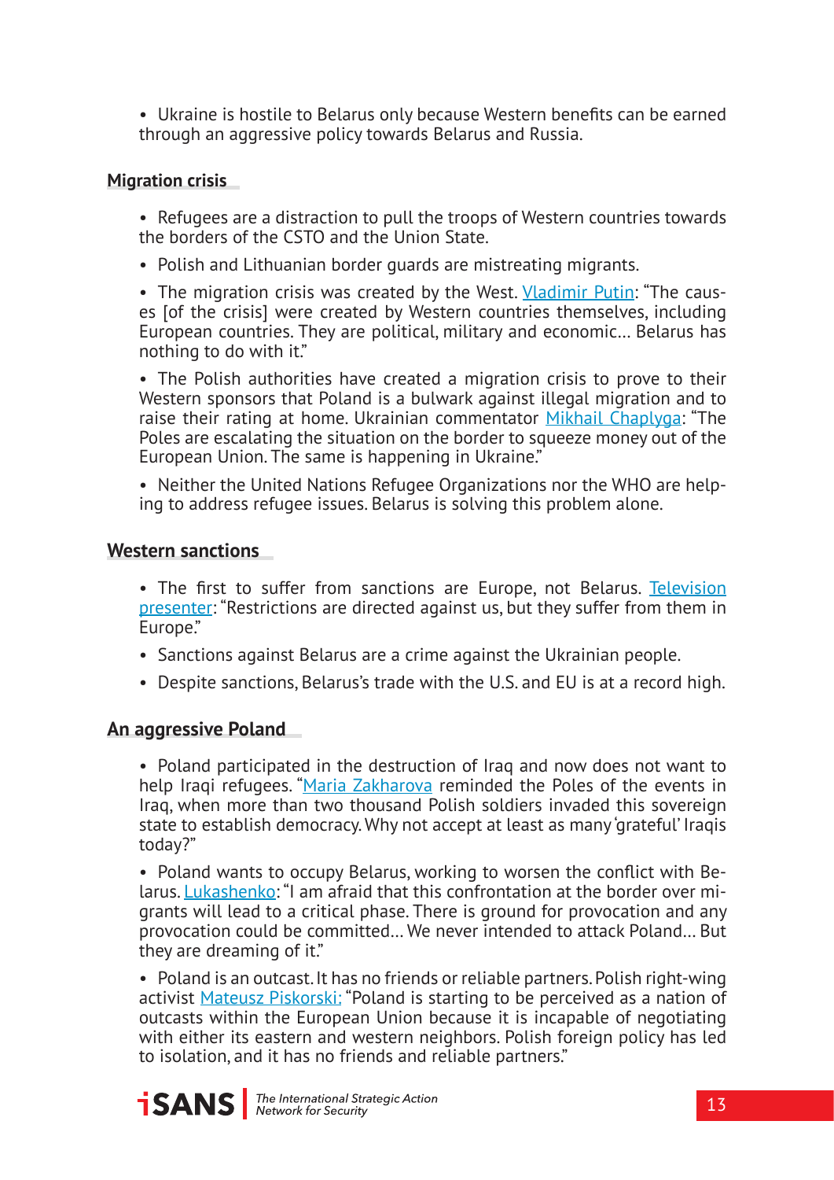- Ukraine is hostile to Belarus only because Western benefits can be earned through an aggressive policy towards Belarus and Russia.

## Migration crisis

- Refugees are a distraction to pull the troops of Western countries towards the borders of the CSTO and the Union State.
- Polish and Lithuanian border guards are mistreating migrants.
- The migration crisis was created by the West. Vladimir Putin: "The causes [of the crisis] were created by Western countries themselves, including European countries. They are political, military and economic... Belarus has nothing to do with it."
- The Polish authorities have created a migration crisis to prove to their Western sponsors that Poland is a bulwark against illegal migration and to raise their rating at home. Ukrainian commentator Mikhail Chaplyga: "The Poles are escalating the situation on the border to squeeze money out of the European Union. The same is happening in Ukraine."
- Neither the United Nations Refugee Organizations nor the WHO are helping to address refugee issues. Belarus is solving this problem alone.

## Western sanctions

- The first to suffer from sanctions are Europe, not Belarus. Television presenter: "Restrictions are directed against us, but they suffer from them in Europe."
- Sanctions against Belarus are a crime against the Ukrainian people.
- Despite sanctions, Belarus's trade with the U.S. and EU is at a record high.

## An aggressive Poland

- Poland participated in the destruction of Iraq and now does not want to help Iraqi refugees. "Maria Zakharova reminded the Poles of the events in Iraq, when more than two thousand Polish soldiers invaded this sovereign state to establish democracy. Why not accept at least as many 'grateful' Iraqis today?"
- Poland wants to occupy Belarus, working to worsen the conflict with Belarus. Lukashenko: "I am afraid that this confrontation at the border over migrants will lead to a critical phase. There is ground for provocation and any provocation could be committed... We never intended to attack Poland... But they are dreaming of it."
- Poland is an outcast. It has no friends or reliable partners. Polish right-wing activist Mateusz Piskorski: "Poland is starting to be perceived as a nation of outcasts within the European Union because it is incapable of negotiating with either its eastern and western neighbors. Polish foreign policy has led to isolation, and it has no friends and reliable partners."